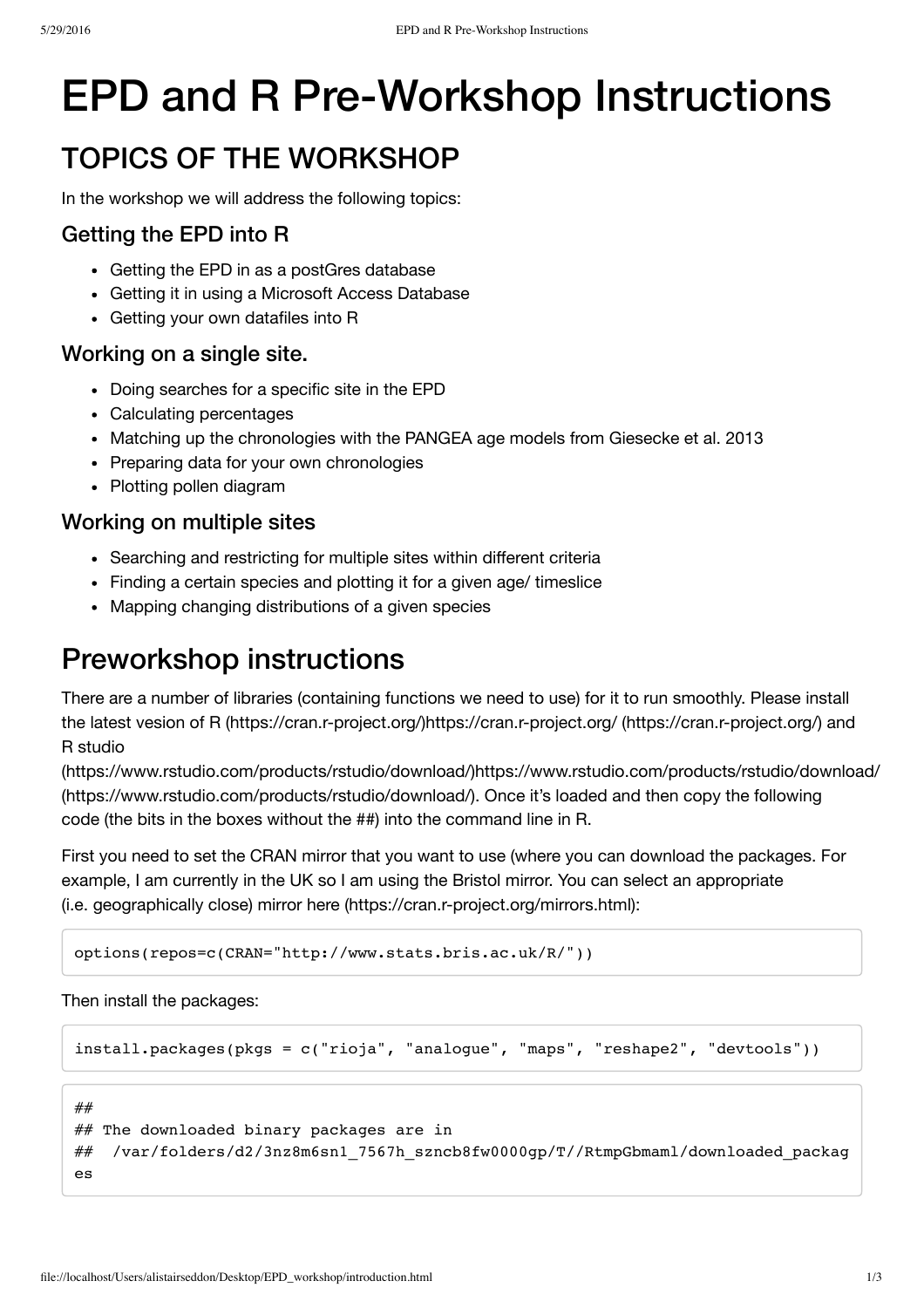# EPD and R Pre-Workshop Instructions

## TOPICS OF THE WORKSHOP

In the workshop we will address the following topics:

### Getting the EPD into R

- Getting the EPD in as a postGres database
- Getting it in using a Microsoft Access Database
- Getting your own datafiles into R

### Working on a single site.

- Doing searches for a specific site in the EPD
- Calculating percentages
- Matching up the chronologies with the PANGEA age models from Giesecke et al. 2013
- Preparing data for your own chronologies
- Plotting pollen diagram

### Working on multiple sites

- Searching and restricting for multiple sites within different criteria
- Finding a certain species and plotting it for a given age/ timeslice
- Mapping changing distributions of a given species

# Preworkshop instructions

There are a number of libraries (containing functions we need to use) for it to run smoothly. Please install the latest vesion of R (https://cran.r-project.org/)https://cran.r-project.org/ (https://cran.r-project.org/) and R studio (https://www.rstudio.com/products/rstudio/download/)https://www.rstudio.com/products/rstudio/download/ (https://www.rstudio.com/products/rstudio/download/). Once it's loaded and then copy the following code (the bits in the boxes without the ##) into the command line in R.

First you need to set the CRAN mirror that you want to use (where you can download the packages. For example, I am currently in the UK so I am using the Bristol mirror. You can select an appropriate (i.e. geographically close) mirror here (https://cran.r-project.org/mirrors.html):

```
options(repos=c(CRAN="http://www.stats.bris.ac.uk/R/"))
```

Then install the packages:

```
install.packages(pkgs = c("rioja", "analogue", "maps", "reshape2", "devtools"))
```

```
##
## The downloaded binary packages are in
##  /var/folders/d2/3nz8m6sn1_7567h_szncb8fw0000gp/T//RtmpGbmaml/downloaded_packag
es
```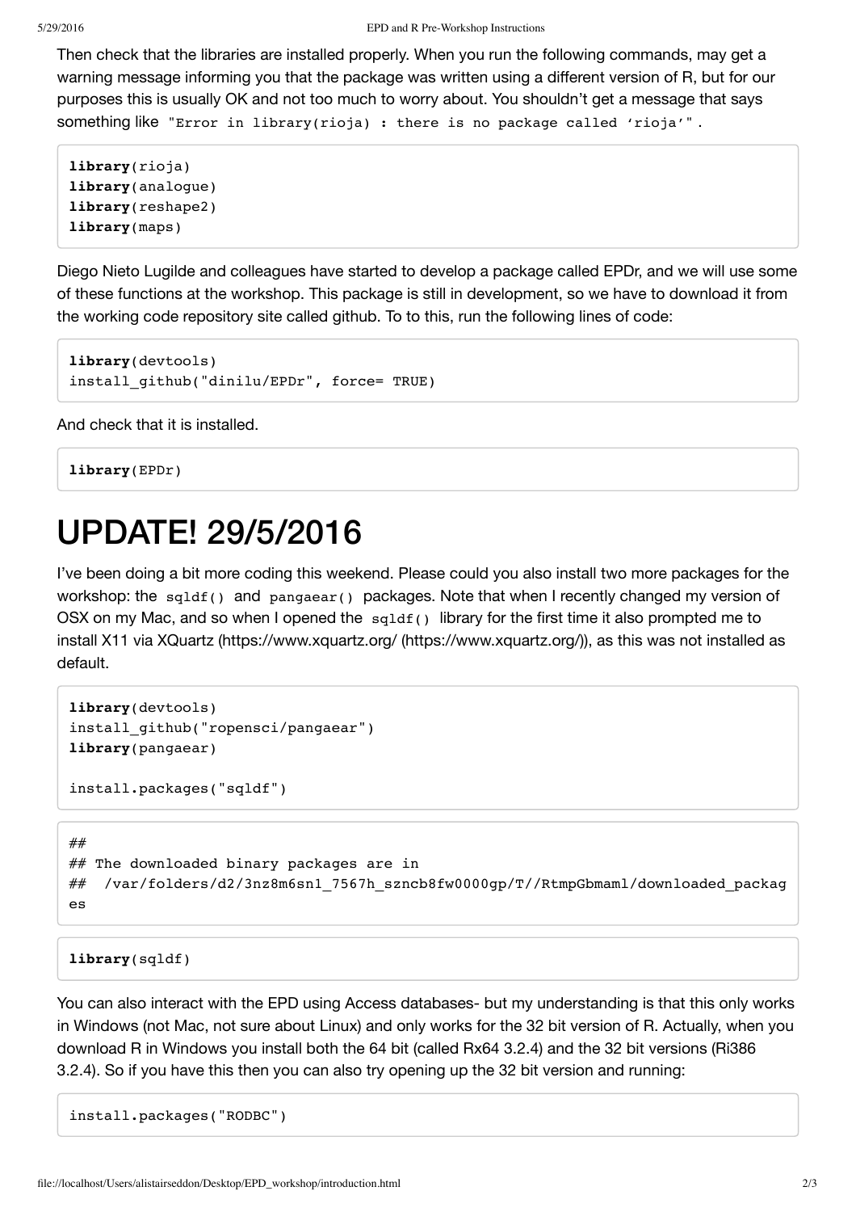Then check that the libraries are installed properly. When you run the following commands, may get a warning message informing you that the package was written using a different version of R, but for our purposes this is usually OK and not too much to worry about. You shouldn't get a message that says something like `"Error in library(rioja) : there is no package called 'rioja'"`.

```
library(rioja)
library(analogue)
library(reshape2)
library(maps)
```

Diego Nieto Lugilde and colleagues have started to develop a package called EPDr, and we will use some of these functions at the workshop. This package is still in development, so we have to download it from the working code repository site called github. To to this, run the following lines of code:

```
library(devtools)
install_github("dinilu/EPDr", force= TRUE)
```

And check that it is installed.

```
library(EPDr)
```

# UPDATE! 29/5/2016

I've been doing a bit more coding this weekend. Please could you also install two more packages for the workshop: the `sqldf()` and `pangaear()` packages. Note that when I recently changed my version of OSX on my Mac, and so when I opened the `sqldf()` library for the first time it also prompted me to install X11 via XQuartz (https://www.xquartz.org/ (https://www.xquartz.org/)), as this was not installed as default.

```
library(devtools)
install_github("ropensci/pangaear")
library(pangaear)

install.packages("sqldf")
```

```
##
## The downloaded binary packages are in
##  /var/folders/d2/3nz8m6sn1_7567h_szncb8fw0000gp/T//RtmpGbmaml/downloaded_packag
es
```

```
library(sqldf)
```

You can also interact with the EPD using Access databases- but my understanding is that this only works in Windows (not Mac, not sure about Linux) and only works for the 32 bit version of R. Actually, when you download R in Windows you install both the 64 bit (called Rx64 3.2.4) and the 32 bit versions (Ri386 3.2.4). So if you have this then you can also try opening up the 32 bit version and running:

```
install.packages("RODBC")
```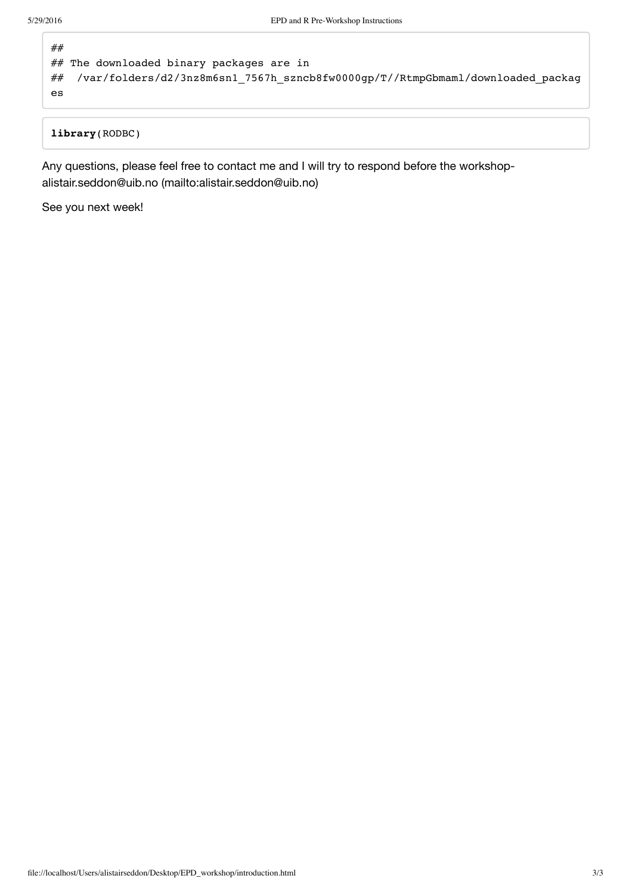```
##
## The downloaded binary packages are in
##  /var/folders/d2/3nz8m6sn1_7567h_szncb8fw0000gp/T//RtmpGbmaml/downloaded_packag
es
```

```
library(RODBC)
```

Any questions, please feel free to contact me and I will try to respond before the workshop- alistair.seddon@uib.no (mailto:alistair.seddon@uib.no)

See you next week!